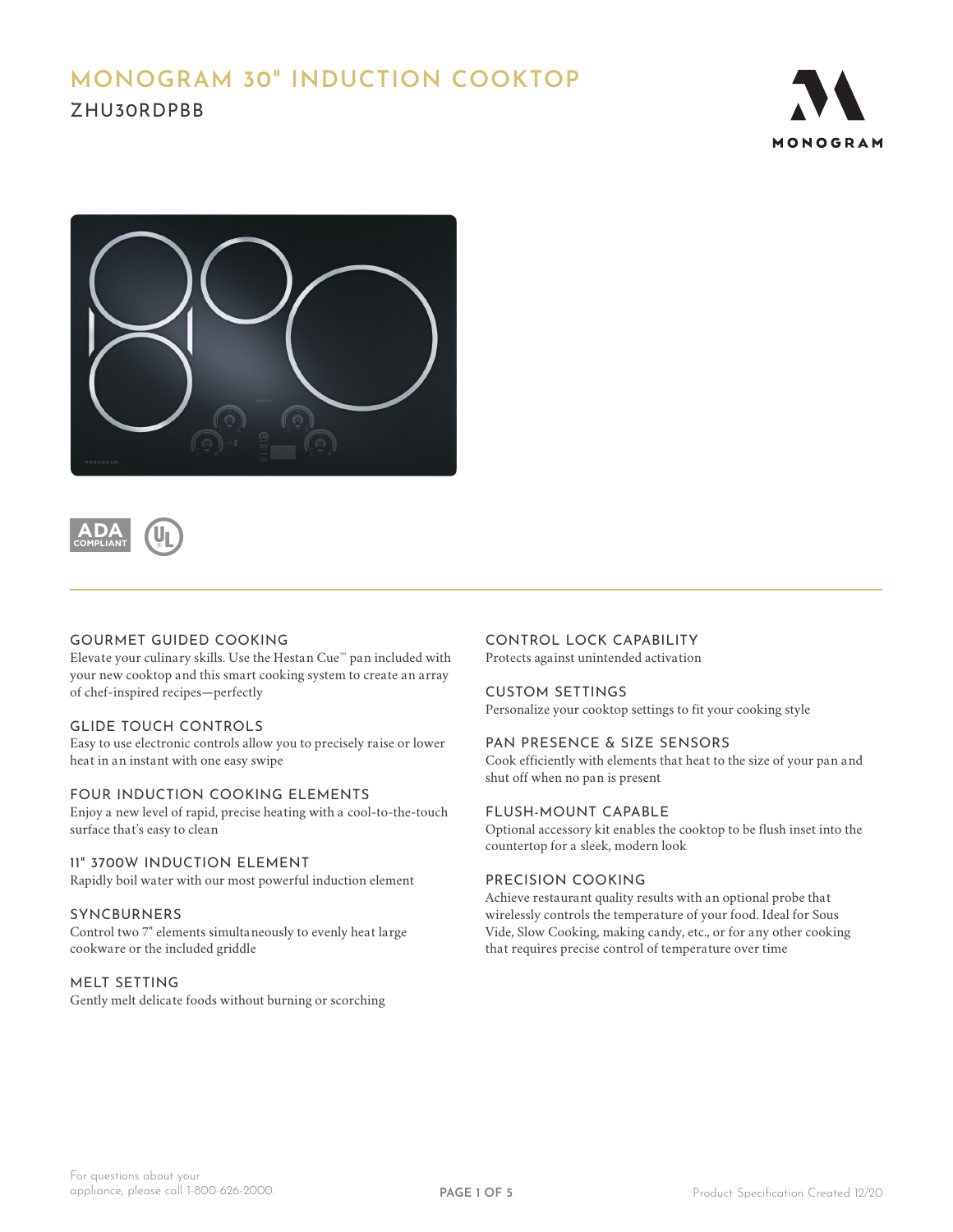# MONOGRAM 30" INDUCTION COOKTOP

## ZHU30RDPBB

ADA COMPLIANT

### GOURMET GUIDED COOKING

Elevate your culinary skills. Use the Hestan Cue™ pan included with your new cooktop and this smart cooking system to create an array of chef-inspired recipes—perfectly

### GLIDE TOUCH CONTROLS

Easy to use electronic controls allow you to precisely raise or lower heat in an instant with one easy swipe

### FOUR INDUCTION COOKING ELEMENTS

Enjoy a new level of rapid, precise heating with a cool-to-the-touch surface that's easy to clean

### 11" 3700W INDUCTION ELEMENT

Rapidly boil water with our most powerful induction element

### SYNCBURNERS

Control two 7" elements simultaneously to evenly heat large cookware or the included griddle

### MELT SETTING

Gently melt delicate foods without burning or scorching

### CONTROL LOCK CAPABILITY

Protects against unintended activation

### CUSTOM SETTINGS

Personalize your cooktop settings to fit your cooking style

### PAN PRESENCE & SIZE SENSORS

Cook efficiently with elements that heat to the size of your pan and shut off when no pan is present

### FLUSH-MOUNT CAPABLE

Optional accessory kit enables the cooktop to be flush inset into the countertop for a sleek, modern look

### PRECISION COOKING

Achieve restaurant quality results with an optional probe that wirelessly controls the temperature of your food. Ideal for Sous Vide, Slow Cooking, making candy, etc., or for any other cooking that requires precise control of temperature over time

For questions about your appliance, please call 1-800-626-2000.

Product Specification Created 12/20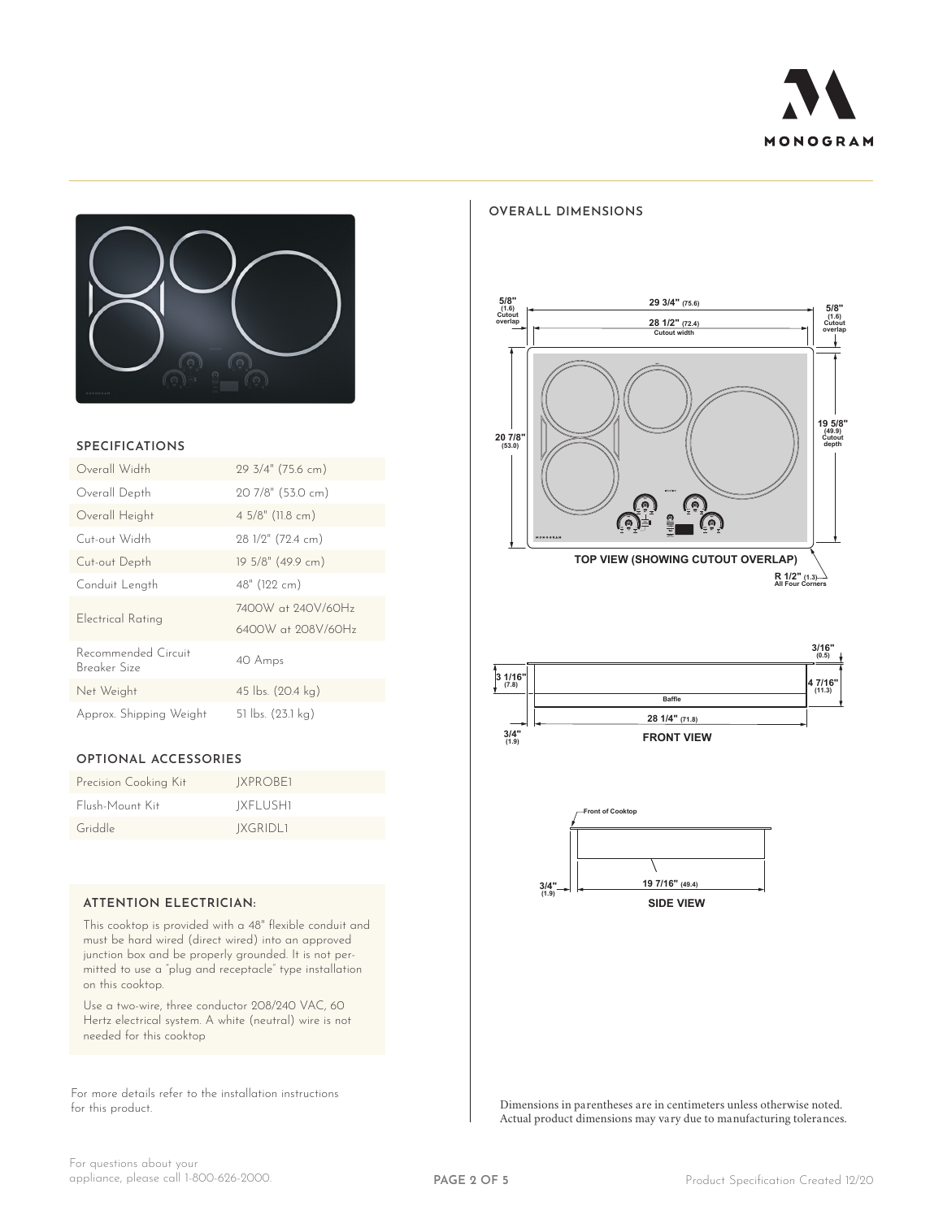## SPECIFICATIONS

| | |
|---|---|
| Overall Width | 29 3/4" (75.6 cm) |
| Overall Depth | 20 7/8" (53.0 cm) |
| Overall Height | 4 5/8" (11.8 cm) |
| Cut-out Width | 28 1/2" (72.4 cm) |
| Cut-out Depth | 19 5/8" (49.9 cm) |
| Conduit Length | 48" (122 cm) |
| Electrical Rating | 7400W at 240V/60Hz<br>6400W at 208V/60Hz |
| Recommended Circuit Breaker Size | 40 Amps |
| Net Weight | 45 lbs. (20.4 kg) |
| Approx. Shipping Weight | 51 lbs. (23.1 kg) |

## OPTIONAL ACCESSORIES

| | |
|---|---|
| Precision Cooking Kit | JXPROBE1 |
| Flush-Mount Kit | JXFLUSH1 |
| Griddle | JXGRIDL1 |

### ATTENTION ELECTRICIAN:

This cooktop is provided with a 48" flexible conduit and must be hard wired (direct wired) into an approved junction box and be properly grounded. It is not permitted to use a "plug and receptacle" type installation on this cooktop.

Use a two-wire, three conductor 208/240 VAC, 60 Hertz electrical system. A white (neutral) wire is not needed for this cooktop

For more details refer to the installation instructions for this product.

## OVERALL DIMENSIONS

5/8" (1.6) Cutout overlap

29 3/4" (75.6)

28 1/2" (72.4) Cutout width

5/8" (1.6) Cutout overlap

20 7/8" (53.0)

19 5/8" (49.9) Cutout depth

TOP VIEW (SHOWING CUTOUT OVERLAP)

R 1/2" (1.3) All Four Corners

3/16" (0.5)

3 1/16" (7.8)

4 7/16" (11.3)

Baffle

28 1/4" (71.8)

3/4" (1.9)

FRONT VIEW

Front of Cooktop

3/4" (1.9)

19 7/16" (49.4)

SIDE VIEW

Dimensions in parentheses are in centimeters unless otherwise noted. Actual product dimensions may vary due to manufacturing tolerances.

For questions about your appliance, please call 1-800-626-2000.

Product Specification Created 12/20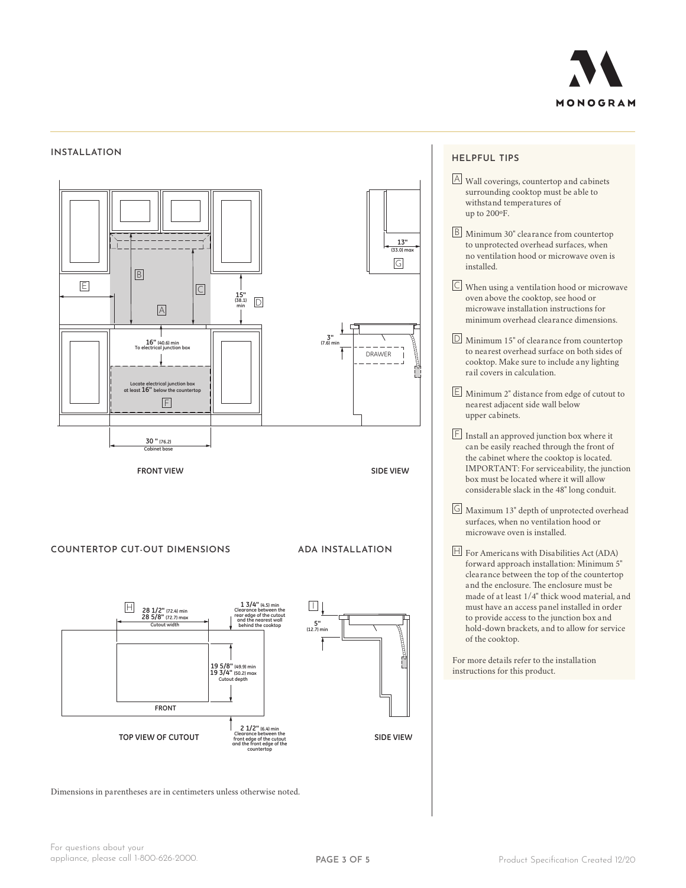## INSTALLATION

16" (40.6) min
To electrical junction box

Locate electrical junction box at least 16" below the countertop

30" (76.2)
Cabinet base

15" (38.1) min

13" (33.0) max

3" (7.6) min

DRAWER

FRONT VIEW

SIDE VIEW

## COUNTERTOP CUT-OUT DIMENSIONS

28 1/2" (72.4) min
28 5/8" (72.7) max
Cutout width

1 3/4" (4.5) min
Clearance between the rear edge of the cutout and the nearest wall behind the cooktop

19 5/8" (49.9) min
19 3/4" (50.2) max
Cutout depth

FRONT

2 1/2" (6.4) min
Clearance between the front edge of the cutout and the front edge of the countertop

TOP VIEW OF CUTOUT

## ADA INSTALLATION

5" (12.7) min

SIDE VIEW

Dimensions in parentheses are in centimeters unless otherwise noted.

## HELPFUL TIPS

A Wall coverings, countertop and cabinets surrounding cooktop must be able to withstand temperatures of up to 200ºF.

B Minimum 30" clearance from countertop to unprotected overhead surfaces, when no ventilation hood or microwave oven is installed.

C When using a ventilation hood or microwave oven above the cooktop, see hood or microwave installation instructions for minimum overhead clearance dimensions.

D Minimum 15" of clearance from countertop to nearest overhead surface on both sides of cooktop. Make sure to include any lighting rail covers in calculation.

E Minimum 2" distance from edge of cutout to nearest adjacent side wall below upper cabinets.

F Install an approved junction box where it can be easily reached through the front of the cabinet where the cooktop is located. IMPORTANT: For serviceability, the junction box must be located where it will allow considerable slack in the 48" long conduit.

G Maximum 13" depth of unprotected overhead surfaces, when no ventilation hood or microwave oven is installed.

H For Americans with Disabilities Act (ADA) forward approach installation: Minimum 5" clearance between the top of the countertop and the enclosure. The enclosure must be made of at least 1/4" thick wood material, and must have an access panel installed in order to provide access to the junction box and hold-down brackets, and to allow for service of the cooktop.

For more details refer to the installation instructions for this product.

For questions about your appliance, please call 1-800-626-2000.

Product Specification Created 12/20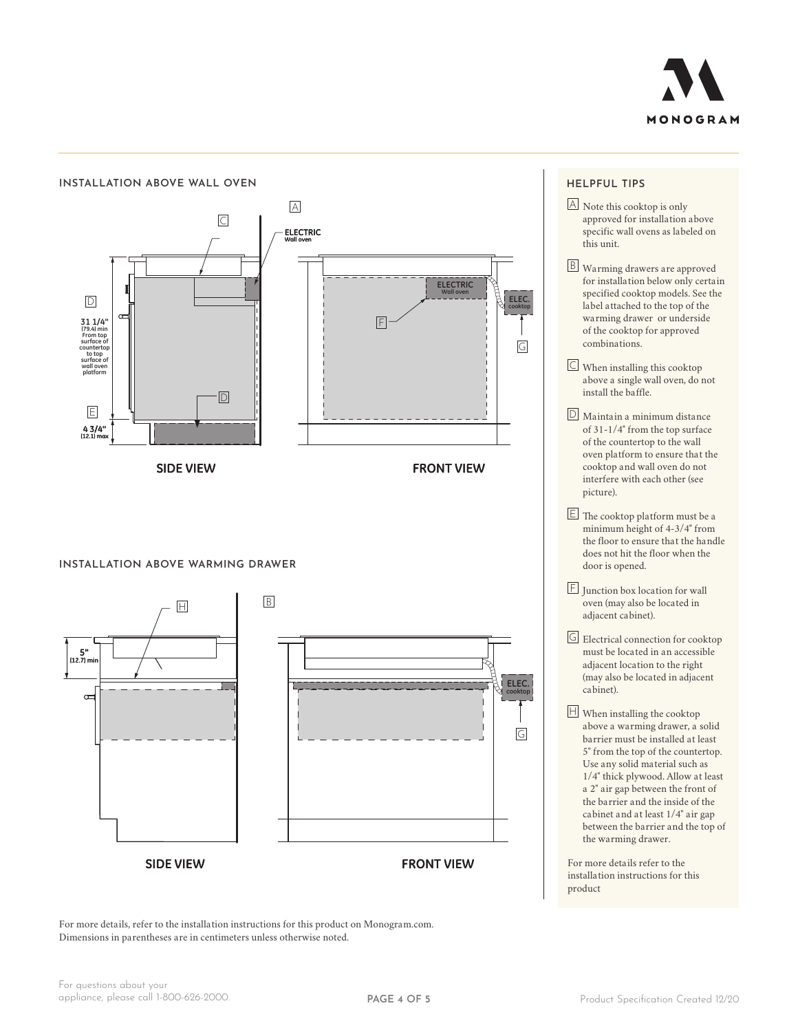## INSTALLATION ABOVE WALL OVEN

A

C

ELECTRIC
Wall oven

ELECTRIC
Wall oven

ELEC.
cooktop

D

31 1/4"
(79.4) min
From top surface of countertop to top surface of wall oven platform

F

G

D

E

4 3/4"
(12.1) max

SIDE VIEW

FRONT VIEW

## INSTALLATION ABOVE WARMING DRAWER

H

B

5"
(12.7) min

ELEC.
cooktop

G

SIDE VIEW

FRONT VIEW

For more details, refer to the installation instructions for this product on Monogram.com.
Dimensions in parentheses are in centimeters unless otherwise noted.

## HELPFUL TIPS

A Note this cooktop is only approved for installation above specific wall ovens as labeled on this unit.

B Warming drawers are approved for installation below only certain specified cooktop models. See the label attached to the top of the warming drawer or underside of the cooktop for approved combinations.

C When installing this cooktop above a single wall oven, do not install the baffle.

D Maintain a minimum distance of 31-1/4" from the top surface of the countertop to the wall oven platform to ensure that the cooktop and wall oven do not interfere with each other (see picture).

E The cooktop platform must be a minimum height of 4-3/4" from the floor to ensure that the handle does not hit the floor when the door is opened.

F Junction box location for wall oven (may also be located in adjacent cabinet).

G Electrical connection for cooktop must be located in an accessible adjacent location to the right (may also be located in adjacent cabinet).

H When installing the cooktop above a warming drawer, a solid barrier must be installed at least 5" from the top of the countertop. Use any solid material such as 1/4" thick plywood. Allow at least a 2" air gap between the front of the barrier and the inside of the cabinet and at least 1/4" air gap between the barrier and the top of the warming drawer.

For more details refer to the installation instructions for this product

For questions about your appliance, please call 1-800-626-2000.

Product Specification Created 12/20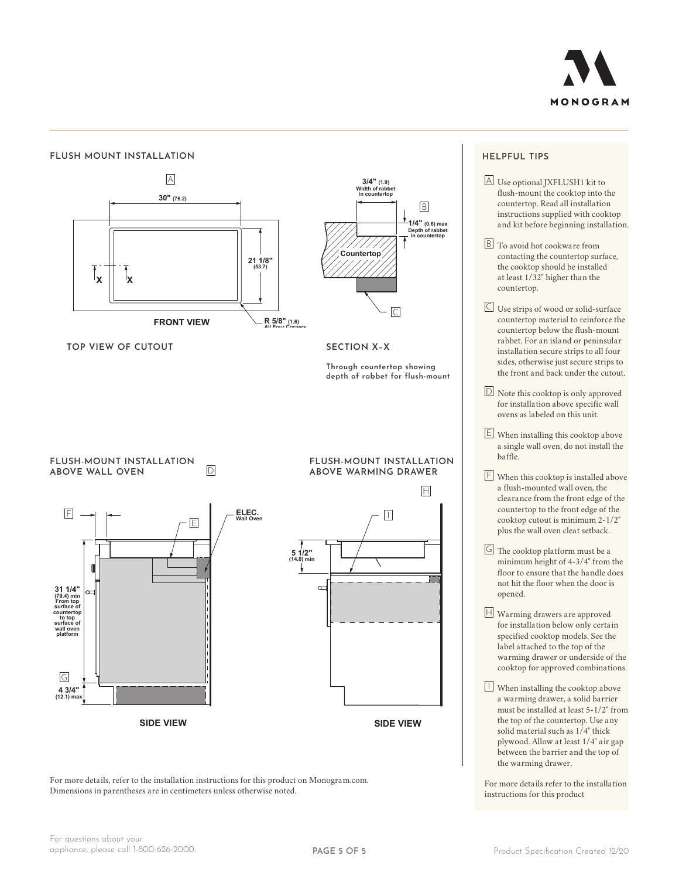## FLUSH MOUNT INSTALLATION

A

30" (76.2)

21 1/8" (53.7)

X X

FRONT VIEW

R 5/8" (1.6) All Four Corners

TOP VIEW OF CUTOUT

3/4" (1.9) Width of rabbet in countertop

B

1/4" (0.6) max Depth of rabbet in countertop

Countertop

C

SECTION X-X

Through countertop showing depth of rabbet for flush-mount

## FLUSH-MOUNT INSTALLATION ABOVE WALL OVEN

D

F

E

ELEC. Wall Oven

31 1/4" (79.4) min From top surface of countertop to top surface of wall oven platform

G

4 3/4" (12.1) max

SIDE VIEW

## FLUSH-MOUNT INSTALLATION ABOVE WARMING DRAWER

H

I

5 1/2" (14.0) min

SIDE VIEW

For more details, refer to the installation instructions for this product on Monogram.com.
Dimensions in parentheses are in centimeters unless otherwise noted.

## HELPFUL TIPS

A Use optional JXFLUSH1 kit to flush-mount the cooktop into the countertop. Read all installation instructions supplied with cooktop and kit before beginning installation.

B To avoid hot cookware from contacting the countertop surface, the cooktop should be installed at least 1/32" higher than the countertop.

C Use strips of wood or solid-surface countertop material to reinforce the countertop below the flush-mount rabbet. For an island or peninsular installation secure strips to all four sides, otherwise just secure strips to the front and back under the cutout.

D Note this cooktop is only approved for installation above specific wall ovens as labeled on this unit.

E When installing this cooktop above a single wall oven, do not install the baffle.

F When this cooktop is installed above a flush-mounted wall oven, the clearance from the front edge of the countertop to the front edge of the cooktop cutout is minimum 2-1/2" plus the wall oven cleat setback.

G The cooktop platform must be a minimum height of 4-3/4" from the floor to ensure that the handle does not hit the floor when the door is opened.

H Warming drawers are approved for installation below only certain specified cooktop models. See the label attached to the top of the warming drawer or underside of the cooktop for approved combinations.

I When installing the cooktop above a warming drawer, a solid barrier must be installed at least 5-1/2" from the top of the countertop. Use any solid material such as 1/4" thick plywood. Allow at least 1/4" air gap between the barrier and the top of the warming drawer.

For more details refer to the installation instructions for this product

For questions about your appliance, please call 1-800-626-2000.

Product Specification Created 12/20